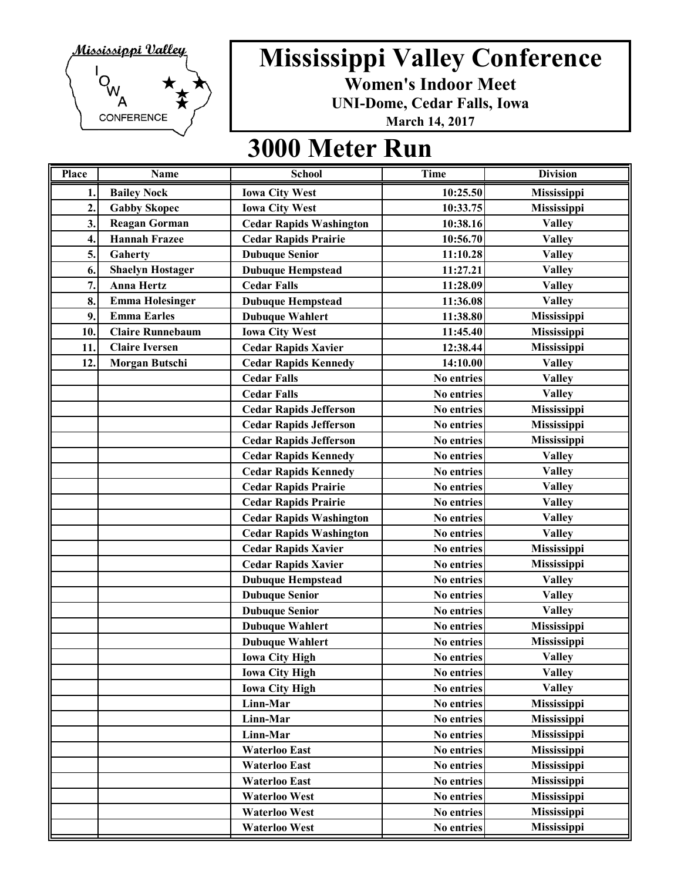# Mississippi Valley Conference

**Women's Indoor Meet**

**UNI-Dome, Cedar Falls, Iowa**

**March 14, 2017**

## 3000 Meter Run

| Place | Name | School | Time | Division |
|---|---|---|---|---|
| 1. | Bailey Nock | Iowa City West | 10:25.50 | Mississippi |
| 2. | Gabby Skopec | Iowa City West | 10:33.75 | Mississippi |
| 3. | Reagan Gorman | Cedar Rapids Washington | 10:38.16 | Valley |
| 4. | Hannah Frazee | Cedar Rapids Prairie | 10:56.70 | Valley |
| 5. | Gaherty | Dubuque Senior | 11:10.28 | Valley |
| 6. | Shaelyn Hostager | Dubuque Hempstead | 11:27.21 | Valley |
| 7. | Anna Hertz | Cedar Falls | 11:28.09 | Valley |
| 8. | Emma Holesinger | Dubuque Hempstead | 11:36.08 | Valley |
| 9. | Emma Earles | Dubuque Wahlert | 11:38.80 | Mississippi |
| 10. | Claire Runnebaum | Iowa City West | 11:45.40 | Mississippi |
| 11. | Claire Iversen | Cedar Rapids Xavier | 12:38.44 | Mississippi |
| 12. | Morgan Butschi | Cedar Rapids Kennedy | 14:10.00 | Valley |
| | | Cedar Falls | No entries | Valley |
| | | Cedar Falls | No entries | Valley |
| | | Cedar Rapids Jefferson | No entries | Mississippi |
| | | Cedar Rapids Jefferson | No entries | Mississippi |
| | | Cedar Rapids Jefferson | No entries | Mississippi |
| | | Cedar Rapids Kennedy | No entries | Valley |
| | | Cedar Rapids Kennedy | No entries | Valley |
| | | Cedar Rapids Prairie | No entries | Valley |
| | | Cedar Rapids Prairie | No entries | Valley |
| | | Cedar Rapids Washington | No entries | Valley |
| | | Cedar Rapids Washington | No entries | Valley |
| | | Cedar Rapids Xavier | No entries | Mississippi |
| | | Cedar Rapids Xavier | No entries | Mississippi |
| | | Dubuque Hempstead | No entries | Valley |
| | | Dubuque Senior | No entries | Valley |
| | | Dubuque Senior | No entries | Valley |
| | | Dubuque Wahlert | No entries | Mississippi |
| | | Dubuque Wahlert | No entries | Mississippi |
| | | Iowa City High | No entries | Valley |
| | | Iowa City High | No entries | Valley |
| | | Iowa City High | No entries | Valley |
| | | Linn-Mar | No entries | Mississippi |
| | | Linn-Mar | No entries | Mississippi |
| | | Linn-Mar | No entries | Mississippi |
| | | Waterloo East | No entries | Mississippi |
| | | Waterloo East | No entries | Mississippi |
| | | Waterloo East | No entries | Mississippi |
| | | Waterloo West | No entries | Mississippi |
| | | Waterloo West | No entries | Mississippi |
| | | Waterloo West | No entries | Mississippi |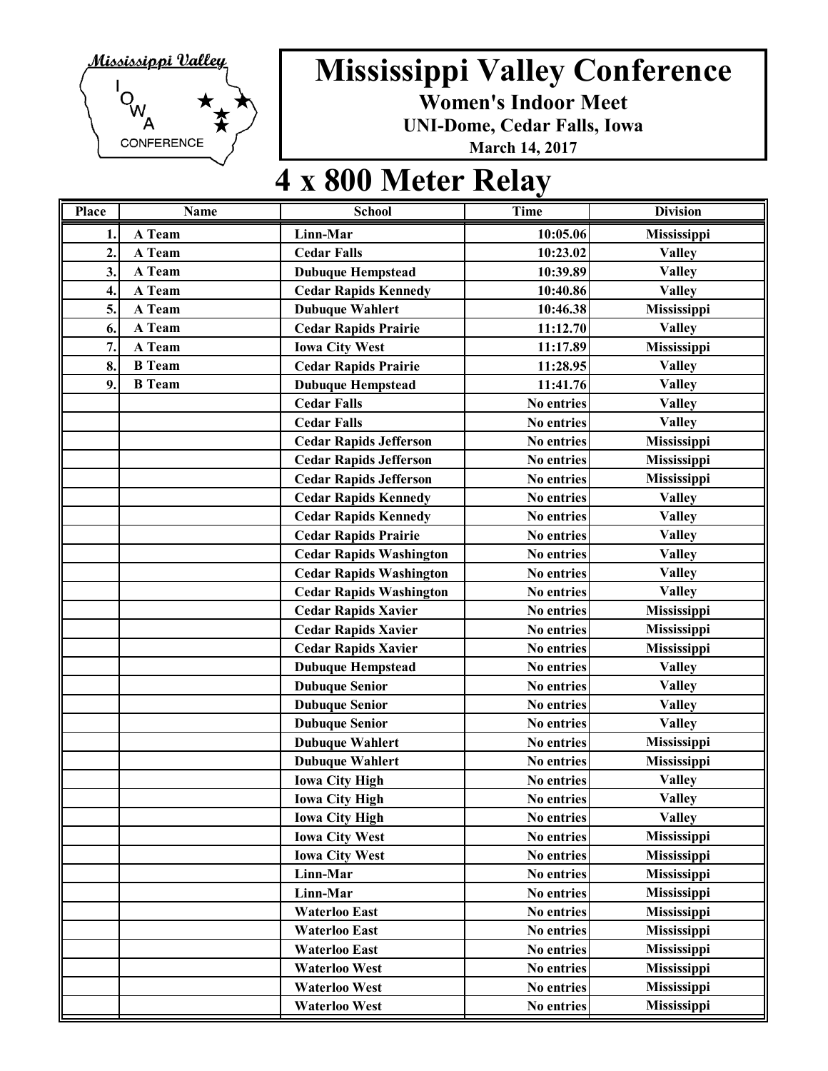# Mississippi Valley Conference

**Women's Indoor Meet**

**UNI-Dome, Cedar Falls, Iowa**

**March 14, 2017**

## 4 x 800 Meter Relay

| Place | Name | School | Time | Division |
|---|---|---|---|---|
| 1. | A Team | Linn-Mar | 10:05.06 | Mississippi |
| 2. | A Team | Cedar Falls | 10:23.02 | Valley |
| 3. | A Team | Dubuque Hempstead | 10:39.89 | Valley |
| 4. | A Team | Cedar Rapids Kennedy | 10:40.86 | Valley |
| 5. | A Team | Dubuque Wahlert | 10:46.38 | Mississippi |
| 6. | A Team | Cedar Rapids Prairie | 11:12.70 | Valley |
| 7. | A Team | Iowa City West | 11:17.89 | Mississippi |
| 8. | B Team | Cedar Rapids Prairie | 11:28.95 | Valley |
| 9. | B Team | Dubuque Hempstead | 11:41.76 | Valley |
| | | Cedar Falls | No entries | Valley |
| | | Cedar Falls | No entries | Valley |
| | | Cedar Rapids Jefferson | No entries | Mississippi |
| | | Cedar Rapids Jefferson | No entries | Mississippi |
| | | Cedar Rapids Jefferson | No entries | Mississippi |
| | | Cedar Rapids Kennedy | No entries | Valley |
| | | Cedar Rapids Kennedy | No entries | Valley |
| | | Cedar Rapids Prairie | No entries | Valley |
| | | Cedar Rapids Washington | No entries | Valley |
| | | Cedar Rapids Washington | No entries | Valley |
| | | Cedar Rapids Washington | No entries | Valley |
| | | Cedar Rapids Xavier | No entries | Mississippi |
| | | Cedar Rapids Xavier | No entries | Mississippi |
| | | Cedar Rapids Xavier | No entries | Mississippi |
| | | Dubuque Hempstead | No entries | Valley |
| | | Dubuque Senior | No entries | Valley |
| | | Dubuque Senior | No entries | Valley |
| | | Dubuque Senior | No entries | Valley |
| | | Dubuque Wahlert | No entries | Mississippi |
| | | Dubuque Wahlert | No entries | Mississippi |
| | | Iowa City High | No entries | Valley |
| | | Iowa City High | No entries | Valley |
| | | Iowa City High | No entries | Valley |
| | | Iowa City West | No entries | Mississippi |
| | | Iowa City West | No entries | Mississippi |
| | | Linn-Mar | No entries | Mississippi |
| | | Linn-Mar | No entries | Mississippi |
| | | Waterloo East | No entries | Mississippi |
| | | Waterloo East | No entries | Mississippi |
| | | Waterloo East | No entries | Mississippi |
| | | Waterloo West | No entries | Mississippi |
| | | Waterloo West | No entries | Mississippi |
| | | Waterloo West | No entries | Mississippi |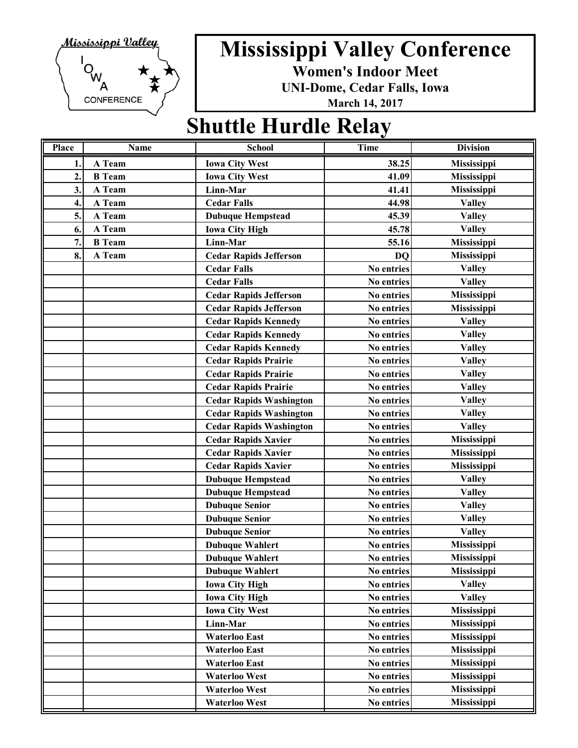# Mississippi Valley Conference

**Women's Indoor Meet**

**UNI-Dome, Cedar Falls, Iowa**

**March 14, 2017**

## Shuttle Hurdle Relay

| Place | Name | School | Time | Division |
|---|---|---|---|---|
| 1. | A Team | Iowa City West | 38.25 | Mississippi |
| 2. | B Team | Iowa City West | 41.09 | Mississippi |
| 3. | A Team | Linn-Mar | 41.41 | Mississippi |
| 4. | A Team | Cedar Falls | 44.98 | Valley |
| 5. | A Team | Dubuque Hempstead | 45.39 | Valley |
| 6. | A Team | Iowa City High | 45.78 | Valley |
| 7. | B Team | Linn-Mar | 55.16 | Mississippi |
| 8. | A Team | Cedar Rapids Jefferson | DQ | Mississippi |
| | | Cedar Falls | No entries | Valley |
| | | Cedar Falls | No entries | Valley |
| | | Cedar Rapids Jefferson | No entries | Mississippi |
| | | Cedar Rapids Jefferson | No entries | Mississippi |
| | | Cedar Rapids Kennedy | No entries | Valley |
| | | Cedar Rapids Kennedy | No entries | Valley |
| | | Cedar Rapids Kennedy | No entries | Valley |
| | | Cedar Rapids Prairie | No entries | Valley |
| | | Cedar Rapids Prairie | No entries | Valley |
| | | Cedar Rapids Prairie | No entries | Valley |
| | | Cedar Rapids Washington | No entries | Valley |
| | | Cedar Rapids Washington | No entries | Valley |
| | | Cedar Rapids Washington | No entries | Valley |
| | | Cedar Rapids Xavier | No entries | Mississippi |
| | | Cedar Rapids Xavier | No entries | Mississippi |
| | | Cedar Rapids Xavier | No entries | Mississippi |
| | | Dubuque Hempstead | No entries | Valley |
| | | Dubuque Hempstead | No entries | Valley |
| | | Dubuque Senior | No entries | Valley |
| | | Dubuque Senior | No entries | Valley |
| | | Dubuque Senior | No entries | Valley |
| | | Dubuque Wahlert | No entries | Mississippi |
| | | Dubuque Wahlert | No entries | Mississippi |
| | | Dubuque Wahlert | No entries | Mississippi |
| | | Iowa City High | No entries | Valley |
| | | Iowa City High | No entries | Valley |
| | | Iowa City West | No entries | Mississippi |
| | | Linn-Mar | No entries | Mississippi |
| | | Waterloo East | No entries | Mississippi |
| | | Waterloo East | No entries | Mississippi |
| | | Waterloo East | No entries | Mississippi |
| | | Waterloo West | No entries | Mississippi |
| | | Waterloo West | No entries | Mississippi |
| | | Waterloo West | No entries | Mississippi |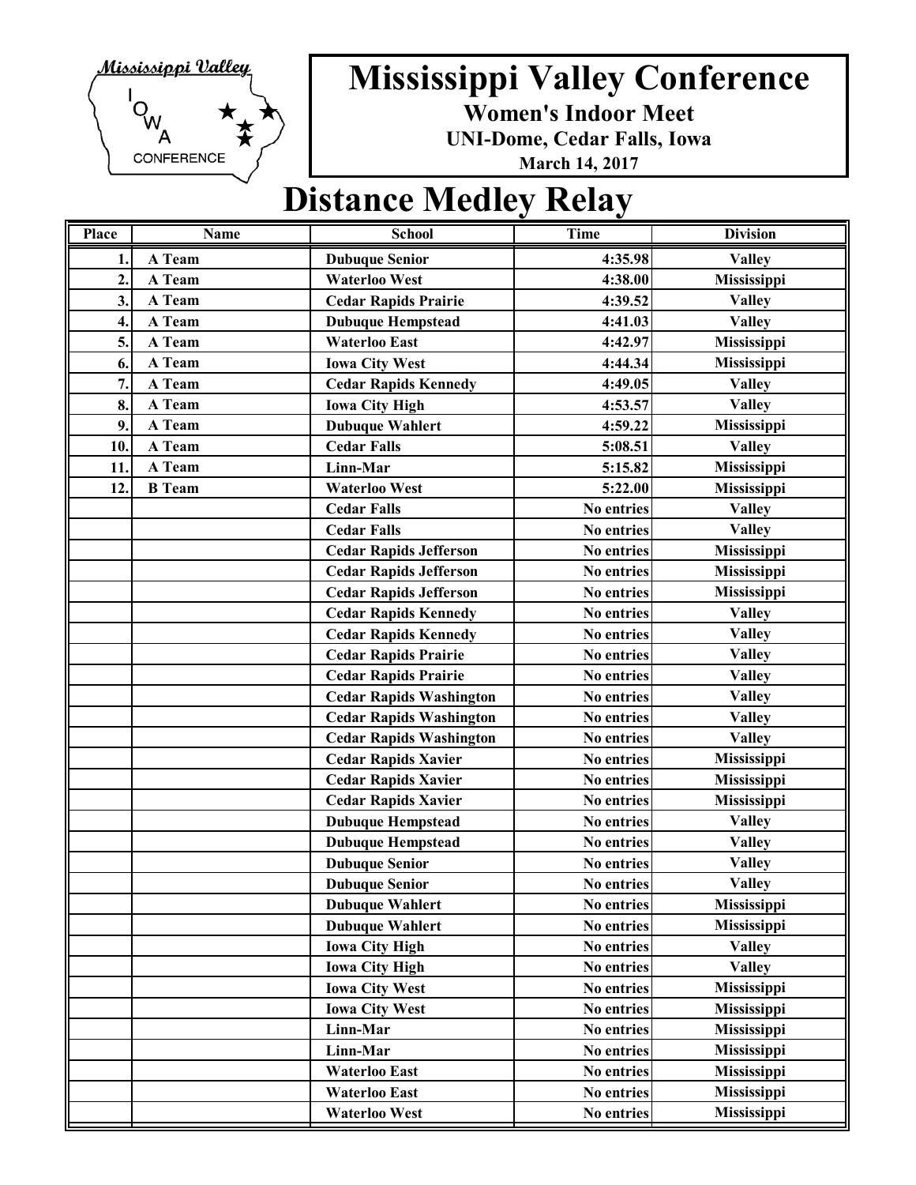# Mississippi Valley Conference

**Women's Indoor Meet**

**UNI-Dome, Cedar Falls, Iowa**

**March 14, 2017**

## Distance Medley Relay

| Place | Name | School | Time | Division |
|---|---|---|---|---|
| 1. | A Team | Dubuque Senior | 4:35.98 | Valley |
| 2. | A Team | Waterloo West | 4:38.00 | Mississippi |
| 3. | A Team | Cedar Rapids Prairie | 4:39.52 | Valley |
| 4. | A Team | Dubuque Hempstead | 4:41.03 | Valley |
| 5. | A Team | Waterloo East | 4:42.97 | Mississippi |
| 6. | A Team | Iowa City West | 4:44.34 | Mississippi |
| 7. | A Team | Cedar Rapids Kennedy | 4:49.05 | Valley |
| 8. | A Team | Iowa City High | 4:53.57 | Valley |
| 9. | A Team | Dubuque Wahlert | 4:59.22 | Mississippi |
| 10. | A Team | Cedar Falls | 5:08.51 | Valley |
| 11. | A Team | Linn-Mar | 5:15.82 | Mississippi |
| 12. | B Team | Waterloo West | 5:22.00 | Mississippi |
| | | Cedar Falls | No entries | Valley |
| | | Cedar Falls | No entries | Valley |
| | | Cedar Rapids Jefferson | No entries | Mississippi |
| | | Cedar Rapids Jefferson | No entries | Mississippi |
| | | Cedar Rapids Jefferson | No entries | Mississippi |
| | | Cedar Rapids Kennedy | No entries | Valley |
| | | Cedar Rapids Kennedy | No entries | Valley |
| | | Cedar Rapids Prairie | No entries | Valley |
| | | Cedar Rapids Prairie | No entries | Valley |
| | | Cedar Rapids Washington | No entries | Valley |
| | | Cedar Rapids Washington | No entries | Valley |
| | | Cedar Rapids Washington | No entries | Valley |
| | | Cedar Rapids Xavier | No entries | Mississippi |
| | | Cedar Rapids Xavier | No entries | Mississippi |
| | | Cedar Rapids Xavier | No entries | Mississippi |
| | | Dubuque Hempstead | No entries | Valley |
| | | Dubuque Hempstead | No entries | Valley |
| | | Dubuque Senior | No entries | Valley |
| | | Dubuque Senior | No entries | Valley |
| | | Dubuque Wahlert | No entries | Mississippi |
| | | Dubuque Wahlert | No entries | Mississippi |
| | | Iowa City High | No entries | Valley |
| | | Iowa City High | No entries | Valley |
| | | Iowa City West | No entries | Mississippi |
| | | Iowa City West | No entries | Mississippi |
| | | Linn-Mar | No entries | Mississippi |
| | | Linn-Mar | No entries | Mississippi |
| | | Waterloo East | No entries | Mississippi |
| | | Waterloo East | No entries | Mississippi |
| | | Waterloo West | No entries | Mississippi |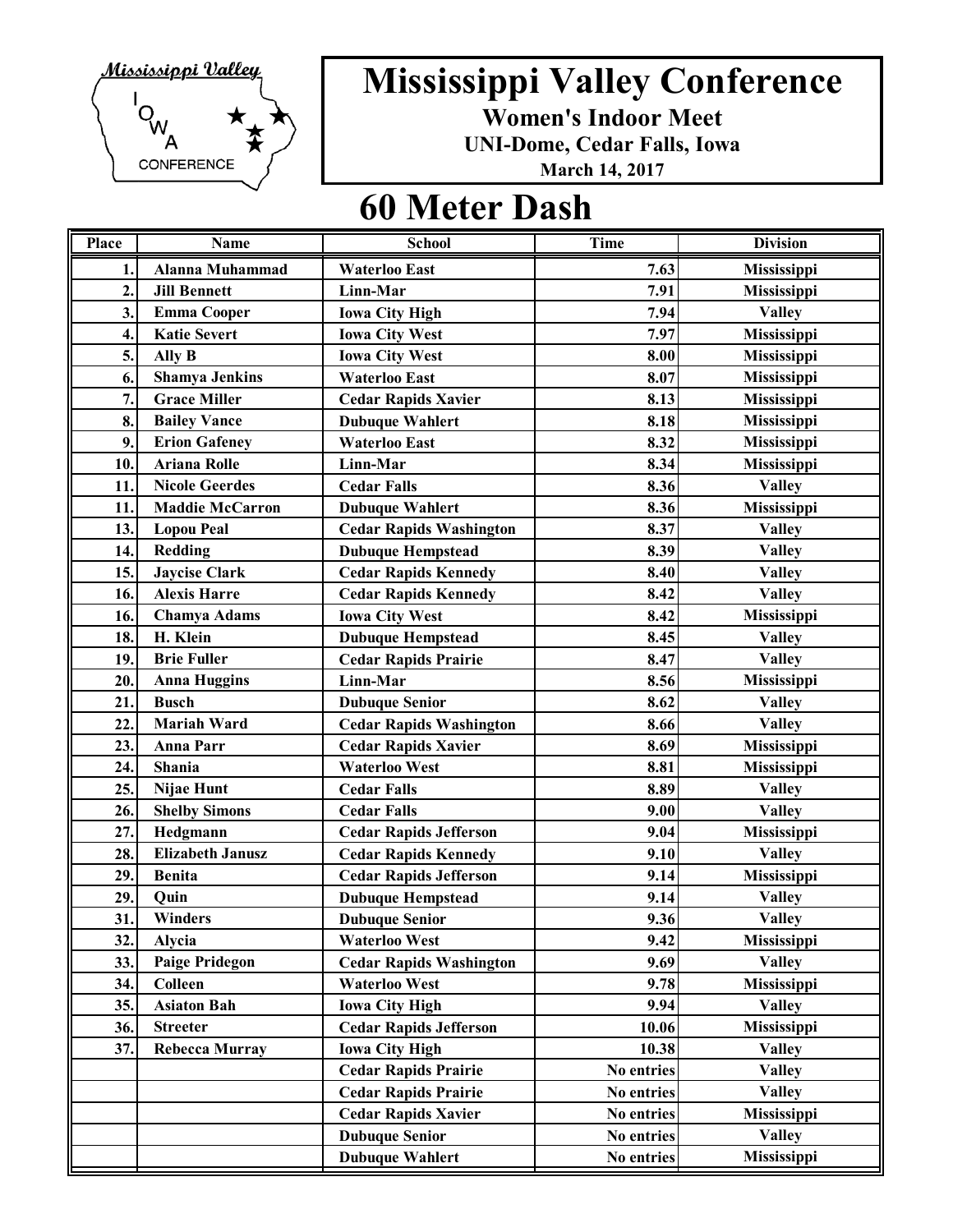Mississippi Valley IOWA CONFERENCE

# Mississippi Valley Conference

**Women's Indoor Meet**

**UNI-Dome, Cedar Falls, Iowa**

**March 14, 2017**

## 60 Meter Dash

| Place | Name | School | Time | Division |
|---|---|---|---|---|
| 1. | Alanna Muhammad | Waterloo East | 7.63 | Mississippi |
| 2. | Jill Bennett | Linn-Mar | 7.91 | Mississippi |
| 3. | Emma Cooper | Iowa City High | 7.94 | Valley |
| 4. | Katie Severt | Iowa City West | 7.97 | Mississippi |
| 5. | Ally B | Iowa City West | 8.00 | Mississippi |
| 6. | Shamya Jenkins | Waterloo East | 8.07 | Mississippi |
| 7. | Grace Miller | Cedar Rapids Xavier | 8.13 | Mississippi |
| 8. | Bailey Vance | Dubuque Wahlert | 8.18 | Mississippi |
| 9. | Erion Gafeney | Waterloo East | 8.32 | Mississippi |
| 10. | Ariana Rolle | Linn-Mar | 8.34 | Mississippi |
| 11. | Nicole Geerdes | Cedar Falls | 8.36 | Valley |
| 11. | Maddie McCarron | Dubuque Wahlert | 8.36 | Mississippi |
| 13. | Lopou Peal | Cedar Rapids Washington | 8.37 | Valley |
| 14. | Redding | Dubuque Hempstead | 8.39 | Valley |
| 15. | Jaycise Clark | Cedar Rapids Kennedy | 8.40 | Valley |
| 16. | Alexis Harre | Cedar Rapids Kennedy | 8.42 | Valley |
| 16. | Chamya Adams | Iowa City West | 8.42 | Mississippi |
| 18. | H. Klein | Dubuque Hempstead | 8.45 | Valley |
| 19. | Brie Fuller | Cedar Rapids Prairie | 8.47 | Valley |
| 20. | Anna Huggins | Linn-Mar | 8.56 | Mississippi |
| 21. | Busch | Dubuque Senior | 8.62 | Valley |
| 22. | Mariah Ward | Cedar Rapids Washington | 8.66 | Valley |
| 23. | Anna Parr | Cedar Rapids Xavier | 8.69 | Mississippi |
| 24. | Shania | Waterloo West | 8.81 | Mississippi |
| 25. | Nijae Hunt | Cedar Falls | 8.89 | Valley |
| 26. | Shelby Simons | Cedar Falls | 9.00 | Valley |
| 27. | Hedgmann | Cedar Rapids Jefferson | 9.04 | Mississippi |
| 28. | Elizabeth Janusz | Cedar Rapids Kennedy | 9.10 | Valley |
| 29. | Benita | Cedar Rapids Jefferson | 9.14 | Mississippi |
| 29. | Quin | Dubuque Hempstead | 9.14 | Valley |
| 31. | Winders | Dubuque Senior | 9.36 | Valley |
| 32. | Alycia | Waterloo West | 9.42 | Mississippi |
| 33. | Paige Pridegon | Cedar Rapids Washington | 9.69 | Valley |
| 34. | Colleen | Waterloo West | 9.78 | Mississippi |
| 35. | Asiaton Bah | Iowa City High | 9.94 | Valley |
| 36. | Streeter | Cedar Rapids Jefferson | 10.06 | Mississippi |
| 37. | Rebecca Murray | Iowa City High | 10.38 | Valley |
| | | Cedar Rapids Prairie | No entries | Valley |
| | | Cedar Rapids Prairie | No entries | Valley |
| | | Cedar Rapids Xavier | No entries | Mississippi |
| | | Dubuque Senior | No entries | Valley |
| | | Dubuque Wahlert | No entries | Mississippi |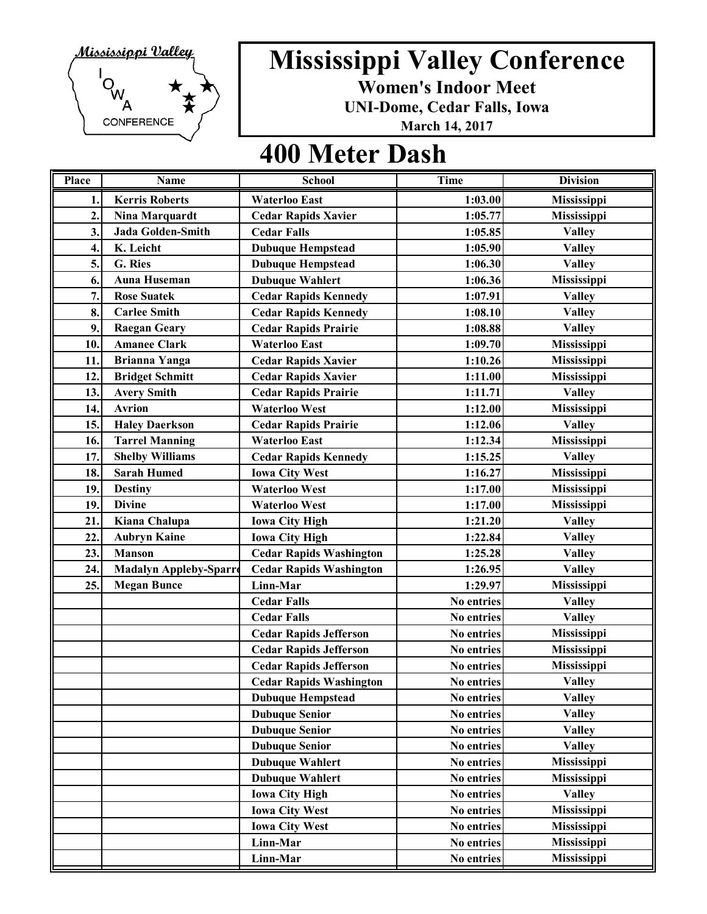# Mississippi Valley Conference

**Women's Indoor Meet**

**UNI-Dome, Cedar Falls, Iowa**

**March 14, 2017**

## 400 Meter Dash

| Place | Name | School | Time | Division |
|---|---|---|---|---|
| 1. | Kerris Roberts | Waterloo East | 1:03.00 | Mississippi |
| 2. | Nina Marquardt | Cedar Rapids Xavier | 1:05.77 | Mississippi |
| 3. | Jada Golden-Smith | Cedar Falls | 1:05.85 | Valley |
| 4. | K. Leicht | Dubuque Hempstead | 1:05.90 | Valley |
| 5. | G. Ries | Dubuque Hempstead | 1:06.30 | Valley |
| 6. | Auna Huseman | Dubuque Wahlert | 1:06.36 | Mississippi |
| 7. | Rose Suatek | Cedar Rapids Kennedy | 1:07.91 | Valley |
| 8. | Carlee Smith | Cedar Rapids Kennedy | 1:08.10 | Valley |
| 9. | Raegan Geary | Cedar Rapids Prairie | 1:08.88 | Valley |
| 10. | Amanee Clark | Waterloo East | 1:09.70 | Mississippi |
| 11. | Brianna Yanga | Cedar Rapids Xavier | 1:10.26 | Mississippi |
| 12. | Bridget Schmitt | Cedar Rapids Xavier | 1:11.00 | Mississippi |
| 13. | Avery Smith | Cedar Rapids Prairie | 1:11.71 | Valley |
| 14. | Avrion | Waterloo West | 1:12.00 | Mississippi |
| 15. | Haley Daerkson | Cedar Rapids Prairie | 1:12.06 | Valley |
| 16. | Tarrel Manning | Waterloo East | 1:12.34 | Mississippi |
| 17. | Shelby Williams | Cedar Rapids Kennedy | 1:15.25 | Valley |
| 18. | Sarah Humed | Iowa City West | 1:16.27 | Mississippi |
| 19. | Destiny | Waterloo West | 1:17.00 | Mississippi |
| 19. | Divine | Waterloo West | 1:17.00 | Mississippi |
| 21. | Kiana Chalupa | Iowa City High | 1:21.20 | Valley |
| 22. | Aubryn Kaine | Iowa City High | 1:22.84 | Valley |
| 23. | Manson | Cedar Rapids Washington | 1:25.28 | Valley |
| 24. | Madalyn Appleby-Sparro | Cedar Rapids Washington | 1:26.95 | Valley |
| 25. | Megan Bunce | Linn-Mar | 1:29.97 | Mississippi |
| | | Cedar Falls | No entries | Valley |
| | | Cedar Falls | No entries | Valley |
| | | Cedar Rapids Jefferson | No entries | Mississippi |
| | | Cedar Rapids Jefferson | No entries | Mississippi |
| | | Cedar Rapids Jefferson | No entries | Mississippi |
| | | Cedar Rapids Washington | No entries | Valley |
| | | Dubuque Hempstead | No entries | Valley |
| | | Dubuque Senior | No entries | Valley |
| | | Dubuque Senior | No entries | Valley |
| | | Dubuque Senior | No entries | Valley |
| | | Dubuque Wahlert | No entries | Mississippi |
| | | Dubuque Wahlert | No entries | Mississippi |
| | | Iowa City High | No entries | Valley |
| | | Iowa City West | No entries | Mississippi |
| | | Iowa City West | No entries | Mississippi |
| | | Linn-Mar | No entries | Mississippi |
| | | Linn-Mar | No entries | Mississippi |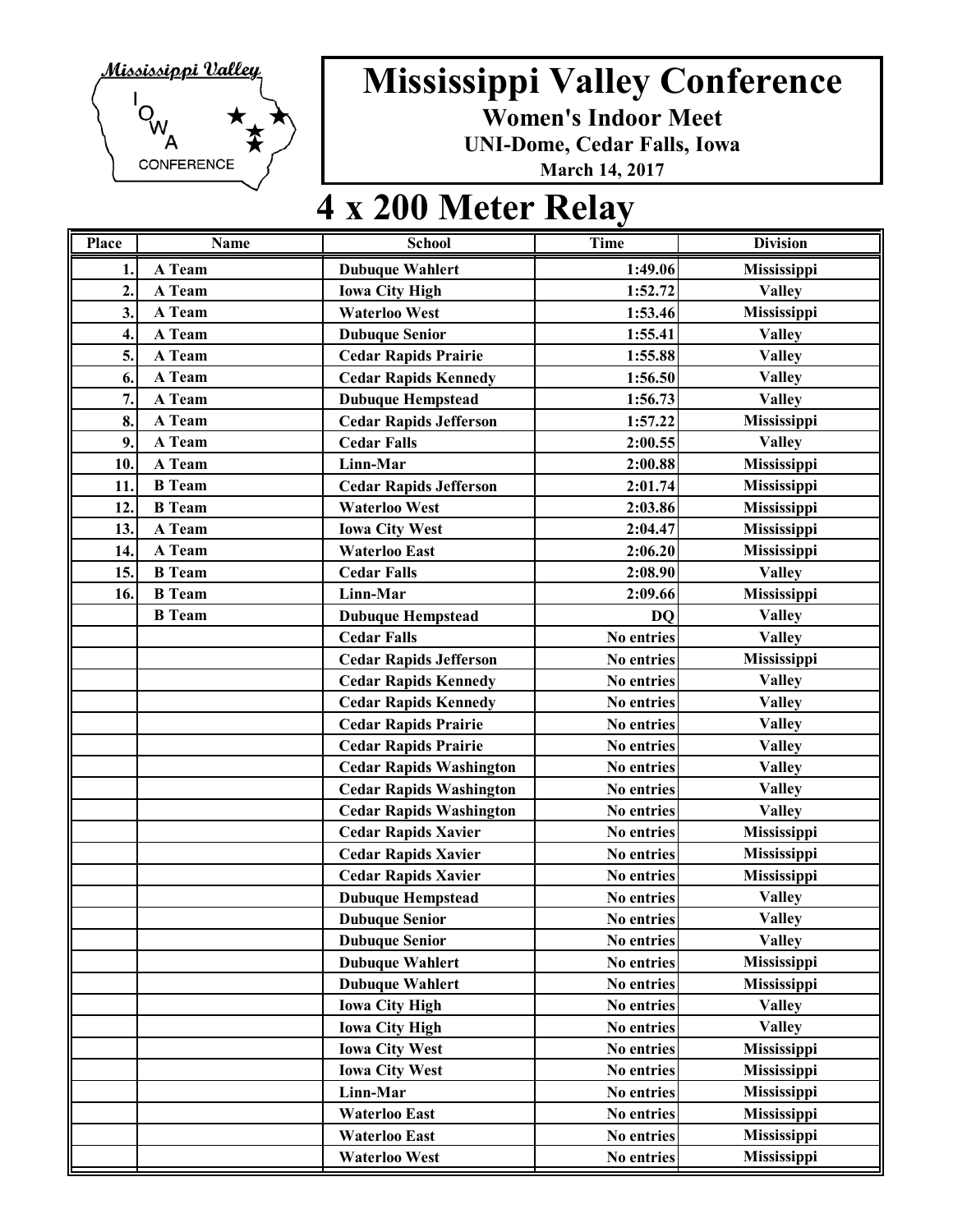# Mississippi Valley Conference

**Women's Indoor Meet**

**UNI-Dome, Cedar Falls, Iowa**

**March 14, 2017**

## 4 x 200 Meter Relay

| Place | Name | School | Time | Division |
|---|---|---|---|---|
| 1. | A Team | Dubuque Wahlert | 1:49.06 | Mississippi |
| 2. | A Team | Iowa City High | 1:52.72 | Valley |
| 3. | A Team | Waterloo West | 1:53.46 | Mississippi |
| 4. | A Team | Dubuque Senior | 1:55.41 | Valley |
| 5. | A Team | Cedar Rapids Prairie | 1:55.88 | Valley |
| 6. | A Team | Cedar Rapids Kennedy | 1:56.50 | Valley |
| 7. | A Team | Dubuque Hempstead | 1:56.73 | Valley |
| 8. | A Team | Cedar Rapids Jefferson | 1:57.22 | Mississippi |
| 9. | A Team | Cedar Falls | 2:00.55 | Valley |
| 10. | A Team | Linn-Mar | 2:00.88 | Mississippi |
| 11. | B Team | Cedar Rapids Jefferson | 2:01.74 | Mississippi |
| 12. | B Team | Waterloo West | 2:03.86 | Mississippi |
| 13. | A Team | Iowa City West | 2:04.47 | Mississippi |
| 14. | A Team | Waterloo East | 2:06.20 | Mississippi |
| 15. | B Team | Cedar Falls | 2:08.90 | Valley |
| 16. | B Team | Linn-Mar | 2:09.66 | Mississippi |
| | B Team | Dubuque Hempstead | DQ | Valley |
| | | Cedar Falls | No entries | Valley |
| | | Cedar Rapids Jefferson | No entries | Mississippi |
| | | Cedar Rapids Kennedy | No entries | Valley |
| | | Cedar Rapids Kennedy | No entries | Valley |
| | | Cedar Rapids Prairie | No entries | Valley |
| | | Cedar Rapids Prairie | No entries | Valley |
| | | Cedar Rapids Washington | No entries | Valley |
| | | Cedar Rapids Washington | No entries | Valley |
| | | Cedar Rapids Washington | No entries | Valley |
| | | Cedar Rapids Xavier | No entries | Mississippi |
| | | Cedar Rapids Xavier | No entries | Mississippi |
| | | Cedar Rapids Xavier | No entries | Mississippi |
| | | Dubuque Hempstead | No entries | Valley |
| | | Dubuque Senior | No entries | Valley |
| | | Dubuque Senior | No entries | Valley |
| | | Dubuque Wahlert | No entries | Mississippi |
| | | Dubuque Wahlert | No entries | Mississippi |
| | | Iowa City High | No entries | Valley |
| | | Iowa City High | No entries | Valley |
| | | Iowa City West | No entries | Mississippi |
| | | Iowa City West | No entries | Mississippi |
| | | Linn-Mar | No entries | Mississippi |
| | | Waterloo East | No entries | Mississippi |
| | | Waterloo East | No entries | Mississippi |
| | | Waterloo West | No entries | Mississippi |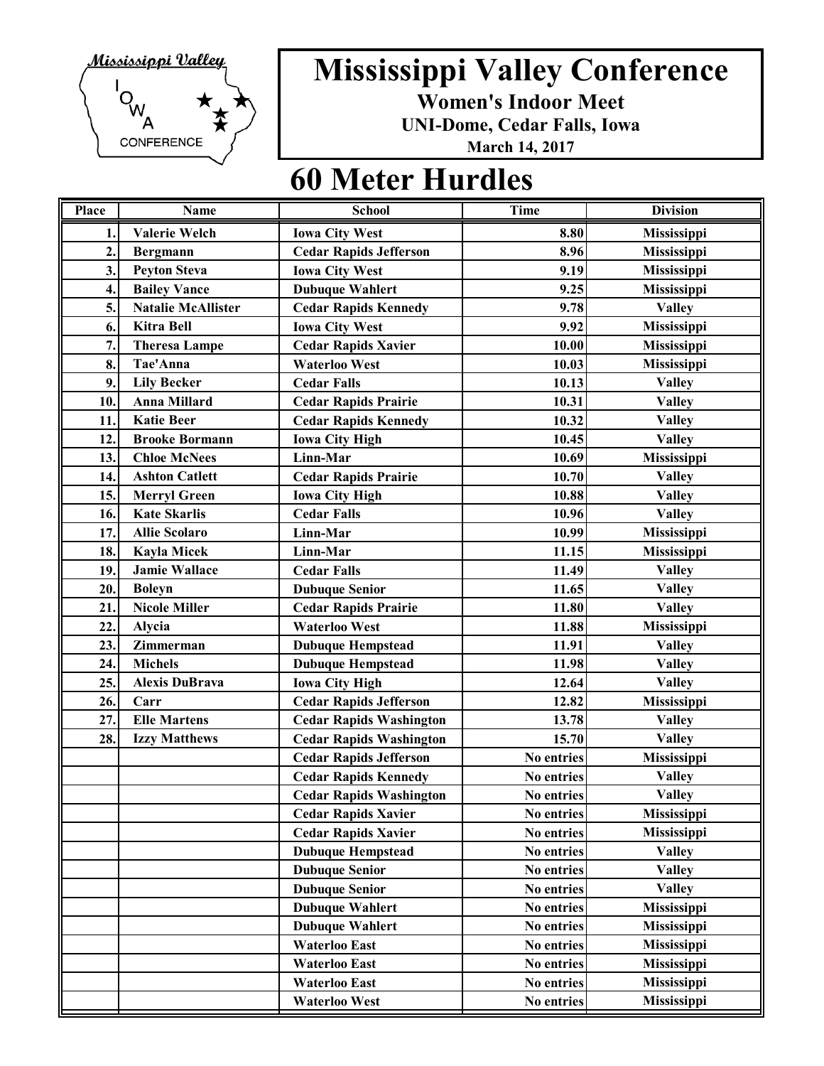# Mississippi Valley Conference

**Women's Indoor Meet**

**UNI-Dome, Cedar Falls, Iowa**

**March 14, 2017**

## 60 Meter Hurdles

| Place | Name | School | Time | Division |
|---|---|---|---|---|
| 1. | Valerie Welch | Iowa City West | 8.80 | Mississippi |
| 2. | Bergmann | Cedar Rapids Jefferson | 8.96 | Mississippi |
| 3. | Peyton Steva | Iowa City West | 9.19 | Mississippi |
| 4. | Bailey Vance | Dubuque Wahlert | 9.25 | Mississippi |
| 5. | Natalie McAllister | Cedar Rapids Kennedy | 9.78 | Valley |
| 6. | Kitra Bell | Iowa City West | 9.92 | Mississippi |
| 7. | Theresa Lampe | Cedar Rapids Xavier | 10.00 | Mississippi |
| 8. | Tae'Anna | Waterloo West | 10.03 | Mississippi |
| 9. | Lily Becker | Cedar Falls | 10.13 | Valley |
| 10. | Anna Millard | Cedar Rapids Prairie | 10.31 | Valley |
| 11. | Katie Beer | Cedar Rapids Kennedy | 10.32 | Valley |
| 12. | Brooke Bormann | Iowa City High | 10.45 | Valley |
| 13. | Chloe McNees | Linn-Mar | 10.69 | Mississippi |
| 14. | Ashton Catlett | Cedar Rapids Prairie | 10.70 | Valley |
| 15. | Merryl Green | Iowa City High | 10.88 | Valley |
| 16. | Kate Skarlis | Cedar Falls | 10.96 | Valley |
| 17. | Allie Scolaro | Linn-Mar | 10.99 | Mississippi |
| 18. | Kayla Micek | Linn-Mar | 11.15 | Mississippi |
| 19. | Jamie Wallace | Cedar Falls | 11.49 | Valley |
| 20. | Boleyn | Dubuque Senior | 11.65 | Valley |
| 21. | Nicole Miller | Cedar Rapids Prairie | 11.80 | Valley |
| 22. | Alycia | Waterloo West | 11.88 | Mississippi |
| 23. | Zimmerman | Dubuque Hempstead | 11.91 | Valley |
| 24. | Michels | Dubuque Hempstead | 11.98 | Valley |
| 25. | Alexis DuBrava | Iowa City High | 12.64 | Valley |
| 26. | Carr | Cedar Rapids Jefferson | 12.82 | Mississippi |
| 27. | Elle Martens | Cedar Rapids Washington | 13.78 | Valley |
| 28. | Izzy Matthews | Cedar Rapids Washington | 15.70 | Valley |
| | | Cedar Rapids Jefferson | No entries | Mississippi |
| | | Cedar Rapids Kennedy | No entries | Valley |
| | | Cedar Rapids Washington | No entries | Valley |
| | | Cedar Rapids Xavier | No entries | Mississippi |
| | | Cedar Rapids Xavier | No entries | Mississippi |
| | | Dubuque Hempstead | No entries | Valley |
| | | Dubuque Senior | No entries | Valley |
| | | Dubuque Senior | No entries | Valley |
| | | Dubuque Wahlert | No entries | Mississippi |
| | | Dubuque Wahlert | No entries | Mississippi |
| | | Waterloo East | No entries | Mississippi |
| | | Waterloo East | No entries | Mississippi |
| | | Waterloo East | No entries | Mississippi |
| | | Waterloo West | No entries | Mississippi |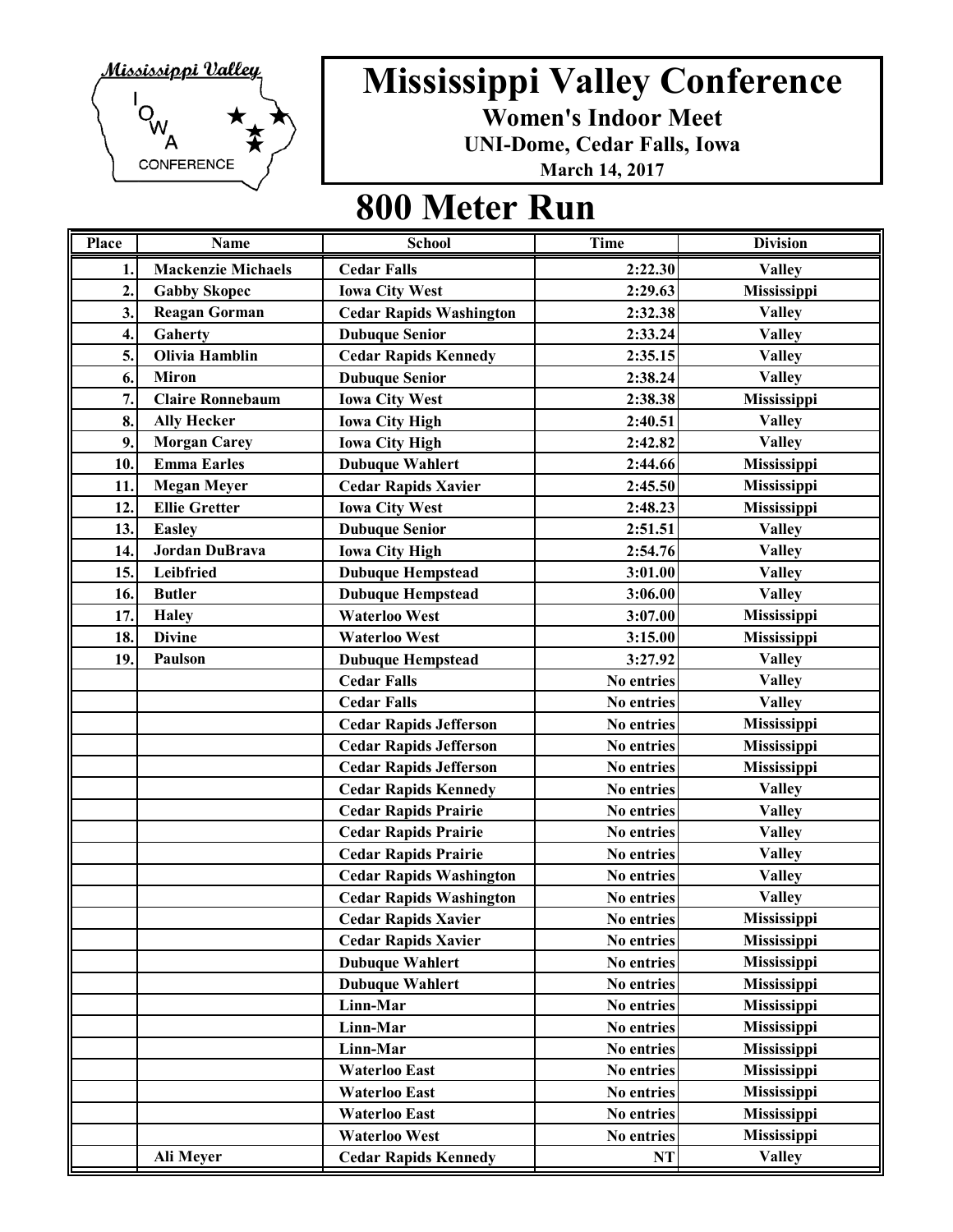# Mississippi Valley Conference

**Women's Indoor Meet**

**UNI-Dome, Cedar Falls, Iowa**

**March 14, 2017**

## 800 Meter Run

| Place | Name | School | Time | Division |
|---|---|---|---|---|
| 1. | Mackenzie Michaels | Cedar Falls | 2:22.30 | Valley |
| 2. | Gabby Skopec | Iowa City West | 2:29.63 | Mississippi |
| 3. | Reagan Gorman | Cedar Rapids Washington | 2:32.38 | Valley |
| 4. | Gaherty | Dubuque Senior | 2:33.24 | Valley |
| 5. | Olivia Hamblin | Cedar Rapids Kennedy | 2:35.15 | Valley |
| 6. | Miron | Dubuque Senior | 2:38.24 | Valley |
| 7. | Claire Ronnebaum | Iowa City West | 2:38.38 | Mississippi |
| 8. | Ally Hecker | Iowa City High | 2:40.51 | Valley |
| 9. | Morgan Carey | Iowa City High | 2:42.82 | Valley |
| 10. | Emma Earles | Dubuque Wahlert | 2:44.66 | Mississippi |
| 11. | Megan Meyer | Cedar Rapids Xavier | 2:45.50 | Mississippi |
| 12. | Ellie Gretter | Iowa City West | 2:48.23 | Mississippi |
| 13. | Easley | Dubuque Senior | 2:51.51 | Valley |
| 14. | Jordan DuBrava | Iowa City High | 2:54.76 | Valley |
| 15. | Leibfried | Dubuque Hempstead | 3:01.00 | Valley |
| 16. | Butler | Dubuque Hempstead | 3:06.00 | Valley |
| 17. | Haley | Waterloo West | 3:07.00 | Mississippi |
| 18. | Divine | Waterloo West | 3:15.00 | Mississippi |
| 19. | Paulson | Dubuque Hempstead | 3:27.92 | Valley |
| | | Cedar Falls | No entries | Valley |
| | | Cedar Falls | No entries | Valley |
| | | Cedar Rapids Jefferson | No entries | Mississippi |
| | | Cedar Rapids Jefferson | No entries | Mississippi |
| | | Cedar Rapids Jefferson | No entries | Mississippi |
| | | Cedar Rapids Kennedy | No entries | Valley |
| | | Cedar Rapids Prairie | No entries | Valley |
| | | Cedar Rapids Prairie | No entries | Valley |
| | | Cedar Rapids Prairie | No entries | Valley |
| | | Cedar Rapids Washington | No entries | Valley |
| | | Cedar Rapids Washington | No entries | Valley |
| | | Cedar Rapids Xavier | No entries | Mississippi |
| | | Cedar Rapids Xavier | No entries | Mississippi |
| | | Dubuque Wahlert | No entries | Mississippi |
| | | Dubuque Wahlert | No entries | Mississippi |
| | | Linn-Mar | No entries | Mississippi |
| | | Linn-Mar | No entries | Mississippi |
| | | Linn-Mar | No entries | Mississippi |
| | | Waterloo East | No entries | Mississippi |
| | | Waterloo East | No entries | Mississippi |
| | | Waterloo East | No entries | Mississippi |
| | | Waterloo West | No entries | Mississippi |
| | Ali Meyer | Cedar Rapids Kennedy | NT | Valley |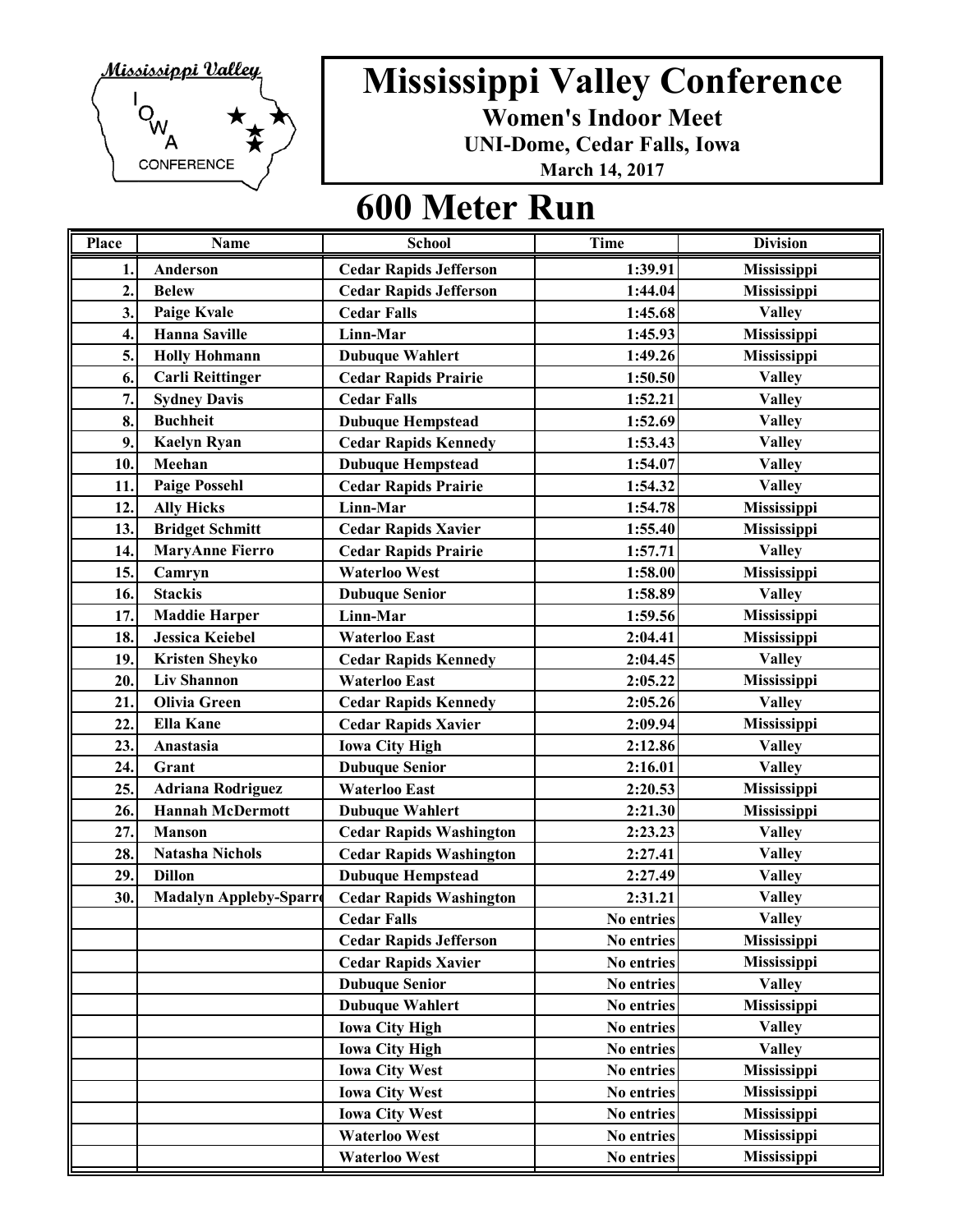Mississippi Valley IOWA CONFERENCE

# Mississippi Valley Conference

**Women's Indoor Meet**

**UNI-Dome, Cedar Falls, Iowa**

**March 14, 2017**

## 600 Meter Run

| Place | Name | School | Time | Division |
|---|---|---|---|---|
| 1. | Anderson | Cedar Rapids Jefferson | 1:39.91 | Mississippi |
| 2. | Belew | Cedar Rapids Jefferson | 1:44.04 | Mississippi |
| 3. | Paige Kvale | Cedar Falls | 1:45.68 | Valley |
| 4. | Hanna Saville | Linn-Mar | 1:45.93 | Mississippi |
| 5. | Holly Hohmann | Dubuque Wahlert | 1:49.26 | Mississippi |
| 6. | Carli Reittinger | Cedar Rapids Prairie | 1:50.50 | Valley |
| 7. | Sydney Davis | Cedar Falls | 1:52.21 | Valley |
| 8. | Buchheit | Dubuque Hempstead | 1:52.69 | Valley |
| 9. | Kaelyn Ryan | Cedar Rapids Kennedy | 1:53.43 | Valley |
| 10. | Meehan | Dubuque Hempstead | 1:54.07 | Valley |
| 11. | Paige Possehl | Cedar Rapids Prairie | 1:54.32 | Valley |
| 12. | Ally Hicks | Linn-Mar | 1:54.78 | Mississippi |
| 13. | Bridget Schmitt | Cedar Rapids Xavier | 1:55.40 | Mississippi |
| 14. | MaryAnne Fierro | Cedar Rapids Prairie | 1:57.71 | Valley |
| 15. | Camryn | Waterloo West | 1:58.00 | Mississippi |
| 16. | Stackis | Dubuque Senior | 1:58.89 | Valley |
| 17. | Maddie Harper | Linn-Mar | 1:59.56 | Mississippi |
| 18. | Jessica Keiebel | Waterloo East | 2:04.41 | Mississippi |
| 19. | Kristen Sheyko | Cedar Rapids Kennedy | 2:04.45 | Valley |
| 20. | Liv Shannon | Waterloo East | 2:05.22 | Mississippi |
| 21. | Olivia Green | Cedar Rapids Kennedy | 2:05.26 | Valley |
| 22. | Ella Kane | Cedar Rapids Xavier | 2:09.94 | Mississippi |
| 23. | Anastasia | Iowa City High | 2:12.86 | Valley |
| 24. | Grant | Dubuque Senior | 2:16.01 | Valley |
| 25. | Adriana Rodriguez | Waterloo East | 2:20.53 | Mississippi |
| 26. | Hannah McDermott | Dubuque Wahlert | 2:21.30 | Mississippi |
| 27. | Manson | Cedar Rapids Washington | 2:23.23 | Valley |
| 28. | Natasha Nichols | Cedar Rapids Washington | 2:27.41 | Valley |
| 29. | Dillon | Dubuque Hempstead | 2:27.49 | Valley |
| 30. | Madalyn Appleby-Sparr | Cedar Rapids Washington | 2:31.21 | Valley |
| | | Cedar Falls | No entries | Valley |
| | | Cedar Rapids Jefferson | No entries | Mississippi |
| | | Cedar Rapids Xavier | No entries | Mississippi |
| | | Dubuque Senior | No entries | Valley |
| | | Dubuque Wahlert | No entries | Mississippi |
| | | Iowa City High | No entries | Valley |
| | | Iowa City High | No entries | Valley |
| | | Iowa City West | No entries | Mississippi |
| | | Iowa City West | No entries | Mississippi |
| | | Iowa City West | No entries | Mississippi |
| | | Waterloo West | No entries | Mississippi |
| | | Waterloo West | No entries | Mississippi |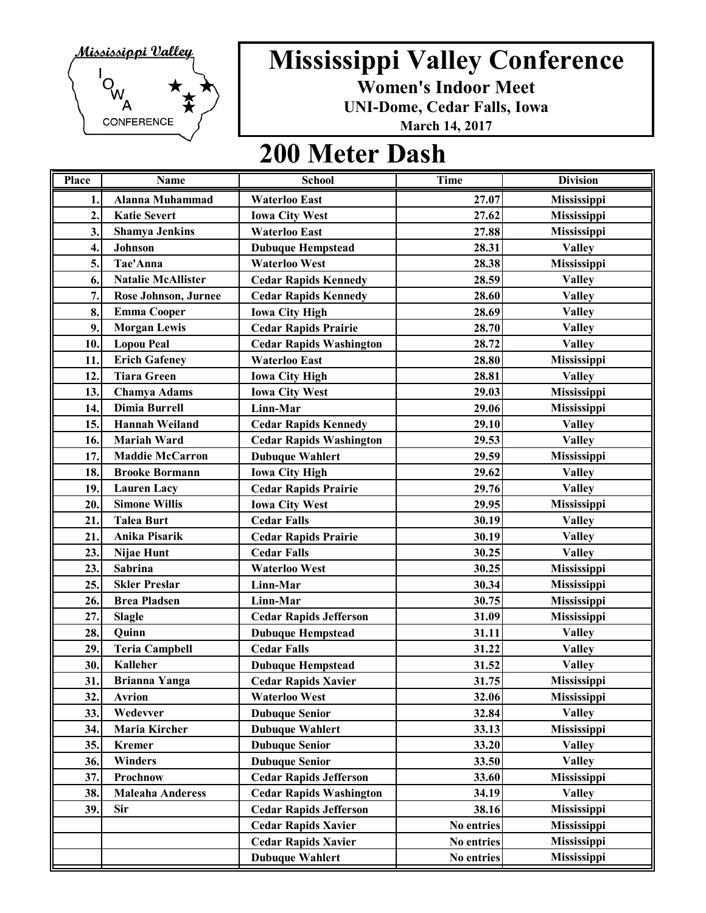# Mississippi Valley Conference

**Women's Indoor Meet**

**UNI-Dome, Cedar Falls, Iowa**

**March 14, 2017**

## 200 Meter Dash

| Place | Name | School | Time | Division |
|---|---|---|---|---|
| 1. | Alanna Muhammad | Waterloo East | 27.07 | Mississippi |
| 2. | Katie Severt | Iowa City West | 27.62 | Mississippi |
| 3. | Shamya Jenkins | Waterloo East | 27.88 | Mississippi |
| 4. | Johnson | Dubuque Hempstead | 28.31 | Valley |
| 5. | Tae'Anna | Waterloo West | 28.38 | Mississippi |
| 6. | Natalie McAllister | Cedar Rapids Kennedy | 28.59 | Valley |
| 7. | Rose Johnson, Jurnee | Cedar Rapids Kennedy | 28.60 | Valley |
| 8. | Emma Cooper | Iowa City High | 28.69 | Valley |
| 9. | Morgan Lewis | Cedar Rapids Prairie | 28.70 | Valley |
| 10. | Lopou Peal | Cedar Rapids Washington | 28.72 | Valley |
| 11. | Erich Gafeney | Waterloo East | 28.80 | Mississippi |
| 12. | Tiara Green | Iowa City High | 28.81 | Valley |
| 13. | Chamya Adams | Iowa City West | 29.03 | Mississippi |
| 14. | Dimia Burrell | Linn-Mar | 29.06 | Mississippi |
| 15. | Hannah Weiland | Cedar Rapids Kennedy | 29.10 | Valley |
| 16. | Mariah Ward | Cedar Rapids Washington | 29.53 | Valley |
| 17. | Maddie McCarron | Dubuque Wahlert | 29.59 | Mississippi |
| 18. | Brooke Bormann | Iowa City High | 29.62 | Valley |
| 19. | Lauren Lacy | Cedar Rapids Prairie | 29.76 | Valley |
| 20. | Simone Willis | Iowa City West | 29.95 | Mississippi |
| 21. | Talea Burt | Cedar Falls | 30.19 | Valley |
| 21. | Anika Pisarik | Cedar Rapids Prairie | 30.19 | Valley |
| 23. | Nijae Hunt | Cedar Falls | 30.25 | Valley |
| 23. | Sabrina | Waterloo West | 30.25 | Mississippi |
| 25. | Skler Preslar | Linn-Mar | 30.34 | Mississippi |
| 26. | Brea Pladsen | Linn-Mar | 30.75 | Mississippi |
| 27. | Slagle | Cedar Rapids Jefferson | 31.09 | Mississippi |
| 28. | Quinn | Dubuque Hempstead | 31.11 | Valley |
| 29. | Teria Campbell | Cedar Falls | 31.22 | Valley |
| 30. | Kalleher | Dubuque Hempstead | 31.52 | Valley |
| 31. | Brianna Yanga | Cedar Rapids Xavier | 31.75 | Mississippi |
| 32. | Avrion | Waterloo West | 32.06 | Mississippi |
| 33. | Wedevver | Dubuque Senior | 32.84 | Valley |
| 34. | Maria Kircher | Dubuque Wahlert | 33.13 | Mississippi |
| 35. | Kremer | Dubuque Senior | 33.20 | Valley |
| 36. | Winders | Dubuque Senior | 33.50 | Valley |
| 37. | Prochnow | Cedar Rapids Jefferson | 33.60 | Mississippi |
| 38. | Maleaha Anderess | Cedar Rapids Washington | 34.19 | Valley |
| 39. | Sir | Cedar Rapids Jefferson | 38.16 | Mississippi |
| | | Cedar Rapids Xavier | No entries | Mississippi |
| | | Cedar Rapids Xavier | No entries | Mississippi |
| | | Dubuque Wahlert | No entries | Mississippi |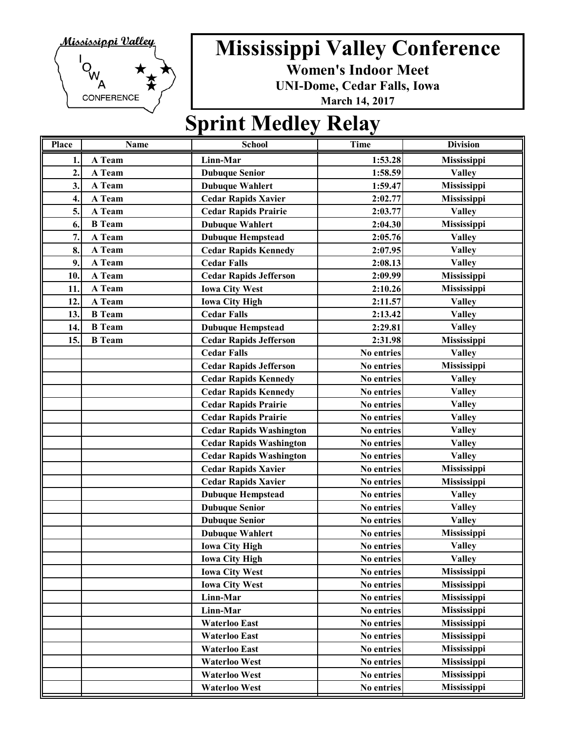# Mississippi Valley Conference

**Women's Indoor Meet**

**UNI-Dome, Cedar Falls, Iowa**

**March 14, 2017**

## Sprint Medley Relay

| Place | Name | School | Time | Division |
|---|---|---|---|---|
| 1. | A Team | Linn-Mar | 1:53.28 | Mississippi |
| 2. | A Team | Dubuque Senior | 1:58.59 | Valley |
| 3. | A Team | Dubuque Wahlert | 1:59.47 | Mississippi |
| 4. | A Team | Cedar Rapids Xavier | 2:02.77 | Mississippi |
| 5. | A Team | Cedar Rapids Prairie | 2:03.77 | Valley |
| 6. | B Team | Dubuque Wahlert | 2:04.30 | Mississippi |
| 7. | A Team | Dubuque Hempstead | 2:05.76 | Valley |
| 8. | A Team | Cedar Rapids Kennedy | 2:07.95 | Valley |
| 9. | A Team | Cedar Falls | 2:08.13 | Valley |
| 10. | A Team | Cedar Rapids Jefferson | 2:09.99 | Mississippi |
| 11. | A Team | Iowa City West | 2:10.26 | Mississippi |
| 12. | A Team | Iowa City High | 2:11.57 | Valley |
| 13. | B Team | Cedar Falls | 2:13.42 | Valley |
| 14. | B Team | Dubuque Hempstead | 2:29.81 | Valley |
| 15. | B Team | Cedar Rapids Jefferson | 2:31.98 | Mississippi |
| | | Cedar Falls | No entries | Valley |
| | | Cedar Rapids Jefferson | No entries | Mississippi |
| | | Cedar Rapids Kennedy | No entries | Valley |
| | | Cedar Rapids Kennedy | No entries | Valley |
| | | Cedar Rapids Prairie | No entries | Valley |
| | | Cedar Rapids Prairie | No entries | Valley |
| | | Cedar Rapids Washington | No entries | Valley |
| | | Cedar Rapids Washington | No entries | Valley |
| | | Cedar Rapids Washington | No entries | Valley |
| | | Cedar Rapids Xavier | No entries | Mississippi |
| | | Cedar Rapids Xavier | No entries | Mississippi |
| | | Dubuque Hempstead | No entries | Valley |
| | | Dubuque Senior | No entries | Valley |
| | | Dubuque Senior | No entries | Valley |
| | | Dubuque Wahlert | No entries | Mississippi |
| | | Iowa City High | No entries | Valley |
| | | Iowa City High | No entries | Valley |
| | | Iowa City West | No entries | Mississippi |
| | | Iowa City West | No entries | Mississippi |
| | | Linn-Mar | No entries | Mississippi |
| | | Linn-Mar | No entries | Mississippi |
| | | Waterloo East | No entries | Mississippi |
| | | Waterloo East | No entries | Mississippi |
| | | Waterloo East | No entries | Mississippi |
| | | Waterloo West | No entries | Mississippi |
| | | Waterloo West | No entries | Mississippi |
| | | Waterloo West | No entries | Mississippi |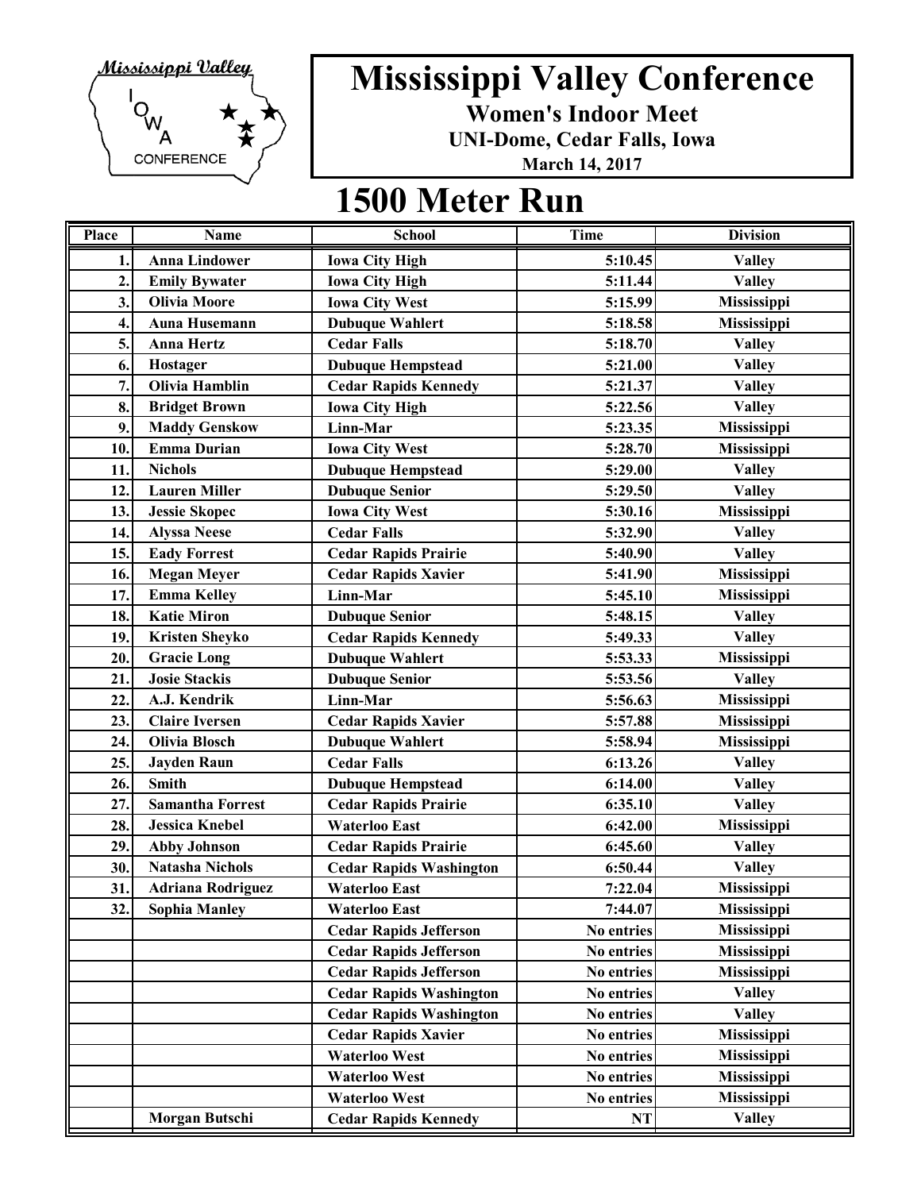# Mississippi Valley Conference

**Women's Indoor Meet**

**UNI-Dome, Cedar Falls, Iowa**

**March 14, 2017**

## 1500 Meter Run

| Place | Name | School | Time | Division |
|---|---|---|---|---|
| 1. | Anna Lindower | Iowa City High | 5:10.45 | Valley |
| 2. | Emily Bywater | Iowa City High | 5:11.44 | Valley |
| 3. | Olivia Moore | Iowa City West | 5:15.99 | Mississippi |
| 4. | Auna Husemann | Dubuque Wahlert | 5:18.58 | Mississippi |
| 5. | Anna Hertz | Cedar Falls | 5:18.70 | Valley |
| 6. | Hostager | Dubuque Hempstead | 5:21.00 | Valley |
| 7. | Olivia Hamblin | Cedar Rapids Kennedy | 5:21.37 | Valley |
| 8. | Bridget Brown | Iowa City High | 5:22.56 | Valley |
| 9. | Maddy Genskow | Linn-Mar | 5:23.35 | Mississippi |
| 10. | Emma Durian | Iowa City West | 5:28.70 | Mississippi |
| 11. | Nichols | Dubuque Hempstead | 5:29.00 | Valley |
| 12. | Lauren Miller | Dubuque Senior | 5:29.50 | Valley |
| 13. | Jessie Skopec | Iowa City West | 5:30.16 | Mississippi |
| 14. | Alyssa Neese | Cedar Falls | 5:32.90 | Valley |
| 15. | Eady Forrest | Cedar Rapids Prairie | 5:40.90 | Valley |
| 16. | Megan Meyer | Cedar Rapids Xavier | 5:41.90 | Mississippi |
| 17. | Emma Kelley | Linn-Mar | 5:45.10 | Mississippi |
| 18. | Katie Miron | Dubuque Senior | 5:48.15 | Valley |
| 19. | Kristen Sheyko | Cedar Rapids Kennedy | 5:49.33 | Valley |
| 20. | Gracie Long | Dubuque Wahlert | 5:53.33 | Mississippi |
| 21. | Josie Stackis | Dubuque Senior | 5:53.56 | Valley |
| 22. | A.J. Kendrik | Linn-Mar | 5:56.63 | Mississippi |
| 23. | Claire Iversen | Cedar Rapids Xavier | 5:57.88 | Mississippi |
| 24. | Olivia Blosch | Dubuque Wahlert | 5:58.94 | Mississippi |
| 25. | Jayden Raun | Cedar Falls | 6:13.26 | Valley |
| 26. | Smith | Dubuque Hempstead | 6:14.00 | Valley |
| 27. | Samantha Forrest | Cedar Rapids Prairie | 6:35.10 | Valley |
| 28. | Jessica Knebel | Waterloo East | 6:42.00 | Mississippi |
| 29. | Abby Johnson | Cedar Rapids Prairie | 6:45.60 | Valley |
| 30. | Natasha Nichols | Cedar Rapids Washington | 6:50.44 | Valley |
| 31. | Adriana Rodriguez | Waterloo East | 7:22.04 | Mississippi |
| 32. | Sophia Manley | Waterloo East | 7:44.07 | Mississippi |
| | | Cedar Rapids Jefferson | No entries | Mississippi |
| | | Cedar Rapids Jefferson | No entries | Mississippi |
| | | Cedar Rapids Jefferson | No entries | Mississippi |
| | | Cedar Rapids Washington | No entries | Valley |
| | | Cedar Rapids Washington | No entries | Valley |
| | | Cedar Rapids Xavier | No entries | Mississippi |
| | | Waterloo West | No entries | Mississippi |
| | | Waterloo West | No entries | Mississippi |
| | | Waterloo West | No entries | Mississippi |
| | Morgan Butschi | Cedar Rapids Kennedy | NT | Valley |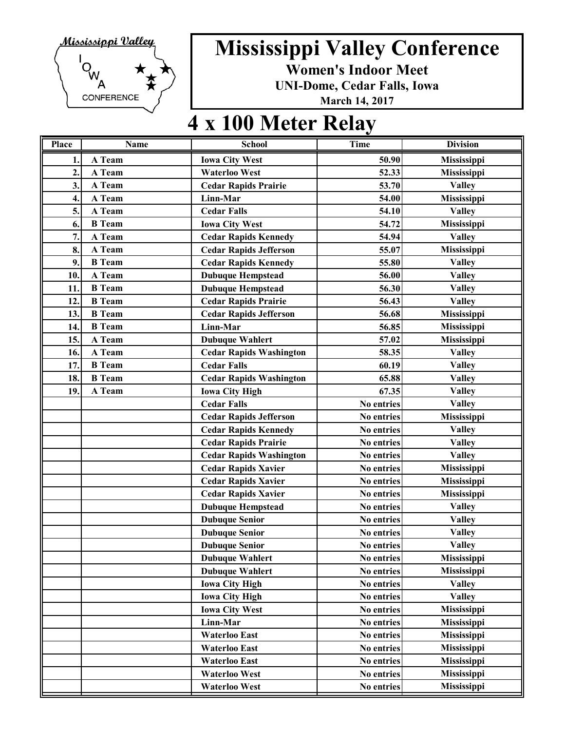# Mississippi Valley Conference

**Women's Indoor Meet**

**UNI-Dome, Cedar Falls, Iowa**

**March 14, 2017**

## 4 x 100 Meter Relay

| Place | Name | School | Time | Division |
|---|---|---|---|---|
| 1. | A Team | Iowa City West | 50.90 | Mississippi |
| 2. | A Team | Waterloo West | 52.33 | Mississippi |
| 3. | A Team | Cedar Rapids Prairie | 53.70 | Valley |
| 4. | A Team | Linn-Mar | 54.00 | Mississippi |
| 5. | A Team | Cedar Falls | 54.10 | Valley |
| 6. | B Team | Iowa City West | 54.72 | Mississippi |
| 7. | A Team | Cedar Rapids Kennedy | 54.94 | Valley |
| 8. | A Team | Cedar Rapids Jefferson | 55.07 | Mississippi |
| 9. | B Team | Cedar Rapids Kennedy | 55.80 | Valley |
| 10. | A Team | Dubuque Hempstead | 56.00 | Valley |
| 11. | B Team | Dubuque Hempstead | 56.30 | Valley |
| 12. | B Team | Cedar Rapids Prairie | 56.43 | Valley |
| 13. | B Team | Cedar Rapids Jefferson | 56.68 | Mississippi |
| 14. | B Team | Linn-Mar | 56.85 | Mississippi |
| 15. | A Team | Dubuque Wahlert | 57.02 | Mississippi |
| 16. | A Team | Cedar Rapids Washington | 58.35 | Valley |
| 17. | B Team | Cedar Falls | 60.19 | Valley |
| 18. | B Team | Cedar Rapids Washington | 65.88 | Valley |
| 19. | A Team | Iowa City High | 67.35 | Valley |
| | | Cedar Falls | No entries | Valley |
| | | Cedar Rapids Jefferson | No entries | Mississippi |
| | | Cedar Rapids Kennedy | No entries | Valley |
| | | Cedar Rapids Prairie | No entries | Valley |
| | | Cedar Rapids Washington | No entries | Valley |
| | | Cedar Rapids Xavier | No entries | Mississippi |
| | | Cedar Rapids Xavier | No entries | Mississippi |
| | | Cedar Rapids Xavier | No entries | Mississippi |
| | | Dubuque Hempstead | No entries | Valley |
| | | Dubuque Senior | No entries | Valley |
| | | Dubuque Senior | No entries | Valley |
| | | Dubuque Senior | No entries | Valley |
| | | Dubuque Wahlert | No entries | Mississippi |
| | | Dubuque Wahlert | No entries | Mississippi |
| | | Iowa City High | No entries | Valley |
| | | Iowa City High | No entries | Valley |
| | | Iowa City West | No entries | Mississippi |
| | | Linn-Mar | No entries | Mississippi |
| | | Waterloo East | No entries | Mississippi |
| | | Waterloo East | No entries | Mississippi |
| | | Waterloo East | No entries | Mississippi |
| | | Waterloo West | No entries | Mississippi |
| | | Waterloo West | No entries | Mississippi |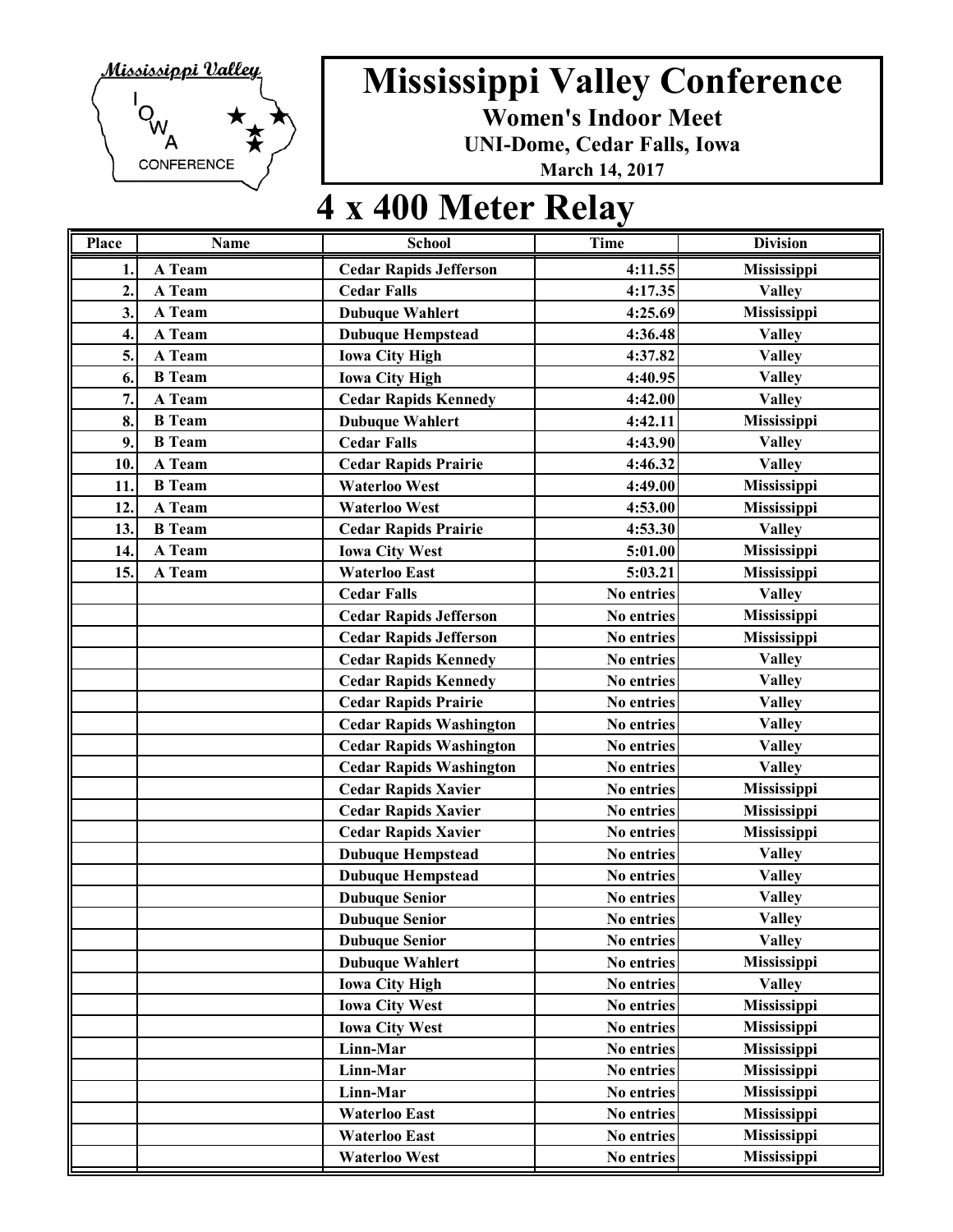# Mississippi Valley Conference

**Women's Indoor Meet**

**UNI-Dome, Cedar Falls, Iowa**

**March 14, 2017**

# 4 x 400 Meter Relay

| Place | Name | School | Time | Division |
|---|---|---|---|---|
| 1. | A Team | Cedar Rapids Jefferson | 4:11.55 | Mississippi |
| 2. | A Team | Cedar Falls | 4:17.35 | Valley |
| 3. | A Team | Dubuque Wahlert | 4:25.69 | Mississippi |
| 4. | A Team | Dubuque Hempstead | 4:36.48 | Valley |
| 5. | A Team | Iowa City High | 4:37.82 | Valley |
| 6. | B Team | Iowa City High | 4:40.95 | Valley |
| 7. | A Team | Cedar Rapids Kennedy | 4:42.00 | Valley |
| 8. | B Team | Dubuque Wahlert | 4:42.11 | Mississippi |
| 9. | B Team | Cedar Falls | 4:43.90 | Valley |
| 10. | A Team | Cedar Rapids Prairie | 4:46.32 | Valley |
| 11. | B Team | Waterloo West | 4:49.00 | Mississippi |
| 12. | A Team | Waterloo West | 4:53.00 | Mississippi |
| 13. | B Team | Cedar Rapids Prairie | 4:53.30 | Valley |
| 14. | A Team | Iowa City West | 5:01.00 | Mississippi |
| 15. | A Team | Waterloo East | 5:03.21 | Mississippi |
| | | Cedar Falls | No entries | Valley |
| | | Cedar Rapids Jefferson | No entries | Mississippi |
| | | Cedar Rapids Jefferson | No entries | Mississippi |
| | | Cedar Rapids Kennedy | No entries | Valley |
| | | Cedar Rapids Kennedy | No entries | Valley |
| | | Cedar Rapids Prairie | No entries | Valley |
| | | Cedar Rapids Washington | No entries | Valley |
| | | Cedar Rapids Washington | No entries | Valley |
| | | Cedar Rapids Washington | No entries | Valley |
| | | Cedar Rapids Xavier | No entries | Mississippi |
| | | Cedar Rapids Xavier | No entries | Mississippi |
| | | Cedar Rapids Xavier | No entries | Mississippi |
| | | Dubuque Hempstead | No entries | Valley |
| | | Dubuque Hempstead | No entries | Valley |
| | | Dubuque Senior | No entries | Valley |
| | | Dubuque Senior | No entries | Valley |
| | | Dubuque Senior | No entries | Valley |
| | | Dubuque Wahlert | No entries | Mississippi |
| | | Iowa City High | No entries | Valley |
| | | Iowa City West | No entries | Mississippi |
| | | Iowa City West | No entries | Mississippi |
| | | Linn-Mar | No entries | Mississippi |
| | | Linn-Mar | No entries | Mississippi |
| | | Linn-Mar | No entries | Mississippi |
| | | Waterloo East | No entries | Mississippi |
| | | Waterloo East | No entries | Mississippi |
| | | Waterloo West | No entries | Mississippi |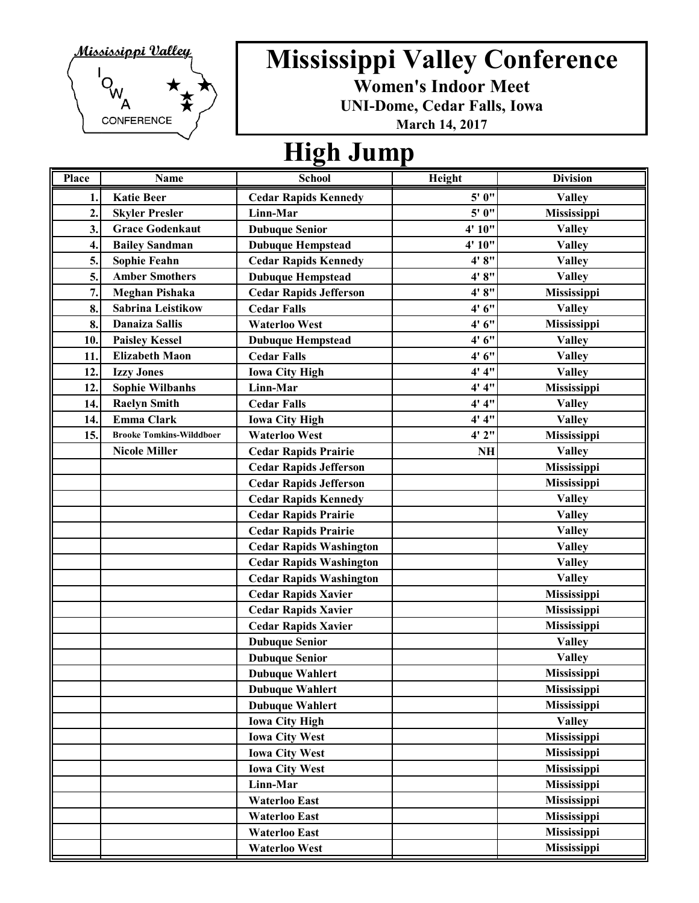# Mississippi Valley Conference

**Women's Indoor Meet**

**UNI-Dome, Cedar Falls, Iowa**

**March 14, 2017**

## High Jump

| Place | Name | School | Height | Division |
|---|---|---|---|---|
| 1. | Katie Beer | Cedar Rapids Kennedy | 5' 0" | Valley |
| 2. | Skyler Presler | Linn-Mar | 5' 0" | Mississippi |
| 3. | Grace Godenkaut | Dubuque Senior | 4' 10" | Valley |
| 4. | Bailey Sandman | Dubuque Hempstead | 4' 10" | Valley |
| 5. | Sophie Feahn | Cedar Rapids Kennedy | 4' 8" | Valley |
| 5. | Amber Smothers | Dubuque Hempstead | 4' 8" | Valley |
| 7. | Meghan Pishaka | Cedar Rapids Jefferson | 4' 8" | Mississippi |
| 8. | Sabrina Leistikow | Cedar Falls | 4' 6" | Valley |
| 8. | Danaiza Sallis | Waterloo West | 4' 6" | Mississippi |
| 10. | Paisley Kessel | Dubuque Hempstead | 4' 6" | Valley |
| 11. | Elizabeth Maon | Cedar Falls | 4' 6" | Valley |
| 12. | Izzy Jones | Iowa City High | 4' 4" | Valley |
| 12. | Sophie Wilbanhs | Linn-Mar | 4' 4" | Mississippi |
| 14. | Raelyn Smith | Cedar Falls | 4' 4" | Valley |
| 14. | Emma Clark | Iowa City High | 4' 4" | Valley |
| 15. | Brooke Tomkins-Wilddboer | Waterloo West | 4' 2" | Mississippi |
| | Nicole Miller | Cedar Rapids Prairie | NH | Valley |
| | | Cedar Rapids Jefferson | | Mississippi |
| | | Cedar Rapids Jefferson | | Mississippi |
| | | Cedar Rapids Kennedy | | Valley |
| | | Cedar Rapids Prairie | | Valley |
| | | Cedar Rapids Prairie | | Valley |
| | | Cedar Rapids Washington | | Valley |
| | | Cedar Rapids Washington | | Valley |
| | | Cedar Rapids Washington | | Valley |
| | | Cedar Rapids Xavier | | Mississippi |
| | | Cedar Rapids Xavier | | Mississippi |
| | | Cedar Rapids Xavier | | Mississippi |
| | | Dubuque Senior | | Valley |
| | | Dubuque Senior | | Valley |
| | | Dubuque Wahlert | | Mississippi |
| | | Dubuque Wahlert | | Mississippi |
| | | Dubuque Wahlert | | Mississippi |
| | | Iowa City High | | Valley |
| | | Iowa City West | | Mississippi |
| | | Iowa City West | | Mississippi |
| | | Iowa City West | | Mississippi |
| | | Linn-Mar | | Mississippi |
| | | Waterloo East | | Mississippi |
| | | Waterloo East | | Mississippi |
| | | Waterloo East | | Mississippi |
| | | Waterloo West | | Mississippi |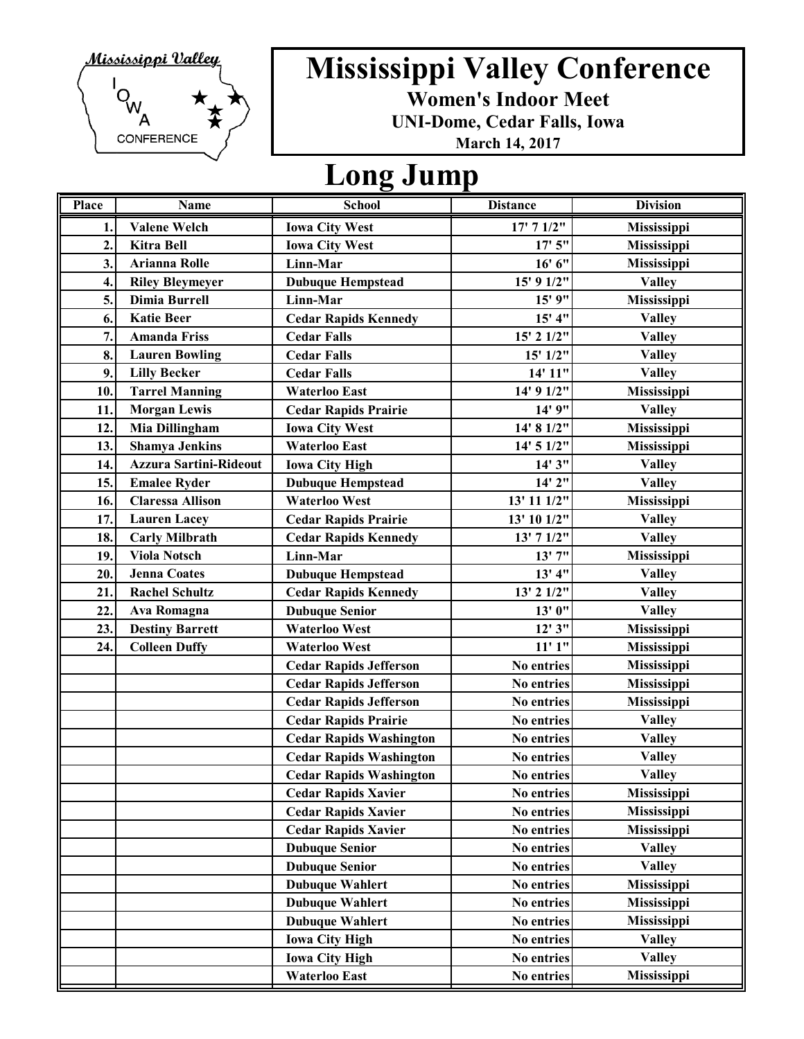# Mississippi Valley Conference

**Women's Indoor Meet**

**UNI-Dome, Cedar Falls, Iowa**

**March 14, 2017**

## Long Jump

| Place | Name | School | Distance | Division |
|---|---|---|---|---|
| 1. | Valene Welch | Iowa City West | 17' 7 1/2" | Mississippi |
| 2. | Kitra Bell | Iowa City West | 17' 5" | Mississippi |
| 3. | Arianna Rolle | Linn-Mar | 16' 6" | Mississippi |
| 4. | Riley Bleymeyer | Dubuque Hempstead | 15' 9 1/2" | Valley |
| 5. | Dimia Burrell | Linn-Mar | 15' 9" | Mississippi |
| 6. | Katie Beer | Cedar Rapids Kennedy | 15' 4" | Valley |
| 7. | Amanda Friss | Cedar Falls | 15' 2 1/2" | Valley |
| 8. | Lauren Bowling | Cedar Falls | 15' 1/2" | Valley |
| 9. | Lilly Becker | Cedar Falls | 14' 11" | Valley |
| 10. | Tarrel Manning | Waterloo East | 14' 9 1/2" | Mississippi |
| 11. | Morgan Lewis | Cedar Rapids Prairie | 14' 9" | Valley |
| 12. | Mia Dillingham | Iowa City West | 14' 8 1/2" | Mississippi |
| 13. | Shamya Jenkins | Waterloo East | 14' 5 1/2" | Mississippi |
| 14. | Azzura Sartini-Rideout | Iowa City High | 14' 3" | Valley |
| 15. | Emalee Ryder | Dubuque Hempstead | 14' 2" | Valley |
| 16. | Claressa Allison | Waterloo West | 13' 11 1/2" | Mississippi |
| 17. | Lauren Lacey | Cedar Rapids Prairie | 13' 10 1/2" | Valley |
| 18. | Carly Milbrath | Cedar Rapids Kennedy | 13' 7 1/2" | Valley |
| 19. | Viola Notsch | Linn-Mar | 13' 7" | Mississippi |
| 20. | Jenna Coates | Dubuque Hempstead | 13' 4" | Valley |
| 21. | Rachel Schultz | Cedar Rapids Kennedy | 13' 2 1/2" | Valley |
| 22. | Ava Romagna | Dubuque Senior | 13' 0" | Valley |
| 23. | Destiny Barrett | Waterloo West | 12' 3" | Mississippi |
| 24. | Colleen Duffy | Waterloo West | 11' 1" | Mississippi |
| | | Cedar Rapids Jefferson | No entries | Mississippi |
| | | Cedar Rapids Jefferson | No entries | Mississippi |
| | | Cedar Rapids Jefferson | No entries | Mississippi |
| | | Cedar Rapids Prairie | No entries | Valley |
| | | Cedar Rapids Washington | No entries | Valley |
| | | Cedar Rapids Washington | No entries | Valley |
| | | Cedar Rapids Washington | No entries | Valley |
| | | Cedar Rapids Xavier | No entries | Mississippi |
| | | Cedar Rapids Xavier | No entries | Mississippi |
| | | Cedar Rapids Xavier | No entries | Mississippi |
| | | Dubuque Senior | No entries | Valley |
| | | Dubuque Senior | No entries | Valley |
| | | Dubuque Wahlert | No entries | Mississippi |
| | | Dubuque Wahlert | No entries | Mississippi |
| | | Dubuque Wahlert | No entries | Mississippi |
| | | Iowa City High | No entries | Valley |
| | | Iowa City High | No entries | Valley |
| | | Waterloo East | No entries | Mississippi |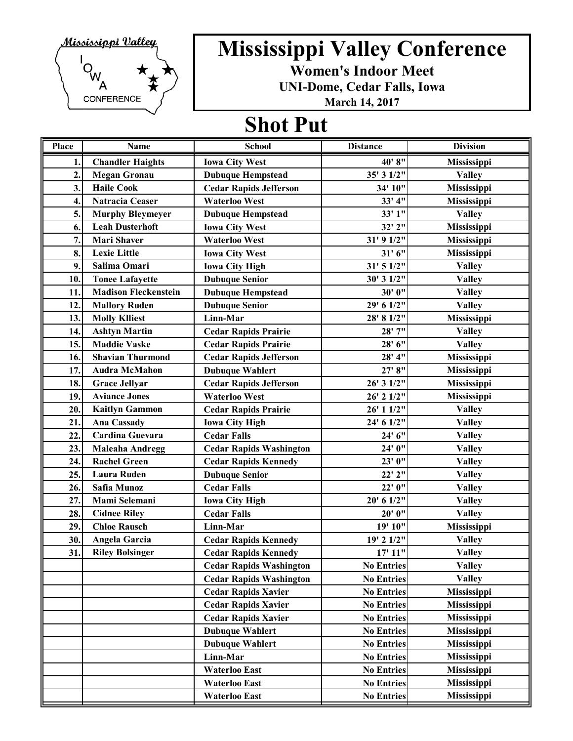# Mississippi Valley Conference

**Women's Indoor Meet**

**UNI-Dome, Cedar Falls, Iowa**

**March 14, 2017**

## Shot Put

| Place | Name | School | Distance | Division |
|---|---|---|---|---|
| 1. | Chandler Haights | Iowa City West | 40' 8" | Mississippi |
| 2. | Megan Gronau | Dubuque Hempstead | 35' 3 1/2" | Valley |
| 3. | Haile Cook | Cedar Rapids Jefferson | 34' 10" | Mississippi |
| 4. | Natracia Ceaser | Waterloo West | 33' 4" | Mississippi |
| 5. | Murphy Bleymeyer | Dubuque Hempstead | 33' 1" | Valley |
| 6. | Leah Dusterhoft | Iowa City West | 32' 2" | Mississippi |
| 7. | Mari Shaver | Waterloo West | 31' 9 1/2" | Mississippi |
| 8. | Lexie Little | Iowa City West | 31' 6" | Mississippi |
| 9. | Salima Omari | Iowa City High | 31' 5 1/2" | Valley |
| 10. | Tonee Lafayette | Dubuque Senior | 30' 3 1/2" | Valley |
| 11. | Madison Fleckenstein | Dubuque Hempstead | 30' 0" | Valley |
| 12. | Mallory Ruden | Dubuque Senior | 29' 6 1/2" | Valley |
| 13. | Molly Klliest | Linn-Mar | 28' 8 1/2" | Mississippi |
| 14. | Ashtyn Martin | Cedar Rapids Prairie | 28' 7" | Valley |
| 15. | Maddie Vaske | Cedar Rapids Prairie | 28' 6" | Valley |
| 16. | Shavian Thurmond | Cedar Rapids Jefferson | 28' 4" | Mississippi |
| 17. | Audra McMahon | Dubuque Wahlert | 27' 8" | Mississippi |
| 18. | Grace Jellyar | Cedar Rapids Jefferson | 26' 3 1/2" | Mississippi |
| 19. | Aviance Jones | Waterloo West | 26' 2 1/2" | Mississippi |
| 20. | Kaitlyn Gammon | Cedar Rapids Prairie | 26' 1 1/2" | Valley |
| 21. | Ana Cassady | Iowa City High | 24' 6 1/2" | Valley |
| 22. | Cardina Guevara | Cedar Falls | 24' 6" | Valley |
| 23. | Maleaha Andregg | Cedar Rapids Washington | 24' 0" | Valley |
| 24. | Rachel Green | Cedar Rapids Kennedy | 23' 0" | Valley |
| 25. | Laura Ruden | Dubuque Senior | 22' 2" | Valley |
| 26. | Safia Munoz | Cedar Falls | 22' 0" | Valley |
| 27. | Mami Selemani | Iowa City High | 20' 6 1/2" | Valley |
| 28. | Cidnee Riley | Cedar Falls | 20' 0" | Valley |
| 29. | Chloe Rausch | Linn-Mar | 19' 10" | Mississippi |
| 30. | Angela Garcia | Cedar Rapids Kennedy | 19' 2 1/2" | Valley |
| 31. | Riley Bolsinger | Cedar Rapids Kennedy | 17' 11" | Valley |
| | | Cedar Rapids Washington | No Entries | Valley |
| | | Cedar Rapids Washington | No Entries | Valley |
| | | Cedar Rapids Xavier | No Entries | Mississippi |
| | | Cedar Rapids Xavier | No Entries | Mississippi |
| | | Cedar Rapids Xavier | No Entries | Mississippi |
| | | Dubuque Wahlert | No Entries | Mississippi |
| | | Dubuque Wahlert | No Entries | Mississippi |
| | | Linn-Mar | No Entries | Mississippi |
| | | Waterloo East | No Entries | Mississippi |
| | | Waterloo East | No Entries | Mississippi |
| | | Waterloo East | No Entries | Mississippi |